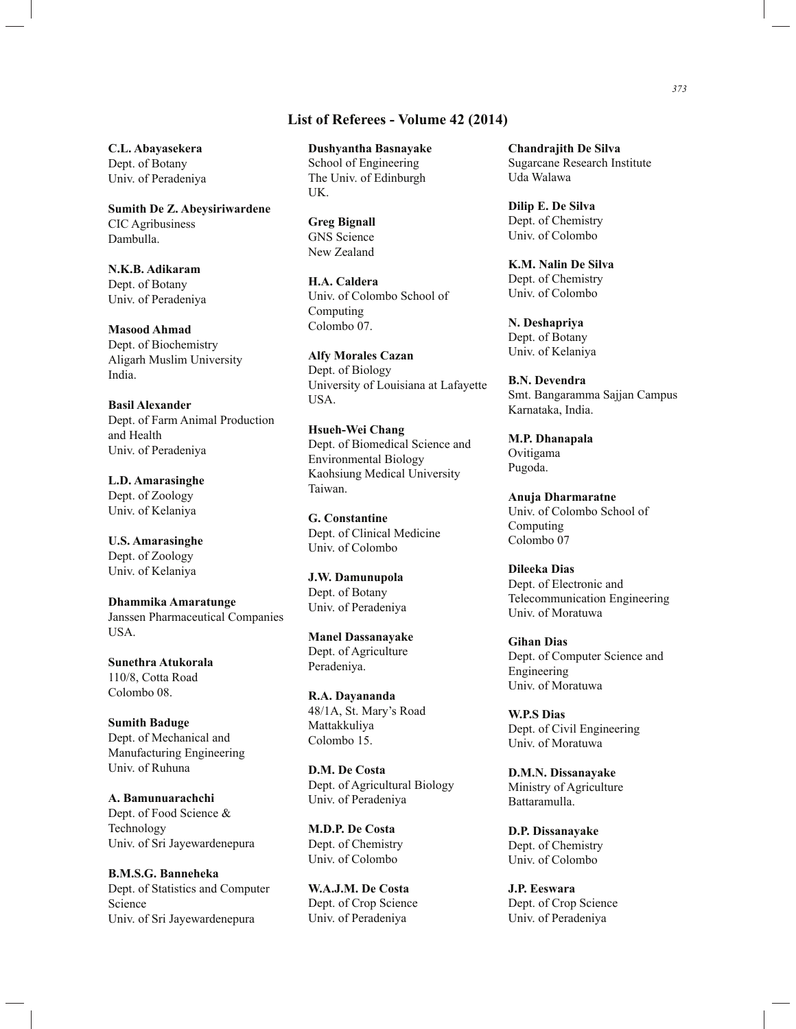## List of Referees - Volume 42 (2014)

**C.L. Abayasekera**
Dept. of Botany
Univ. of Peradeniya

**Sumith De Z. Abeysiriwardene**
CIC Agribusiness
Dambulla.

**N.K.B. Adikaram**
Dept. of Botany
Univ. of Peradeniya

**Masood Ahmad**
Dept. of Biochemistry
Aligarh Muslim University
India.

**Basil Alexander**
Dept. of Farm Animal Production and Health
Univ. of Peradeniya

**L.D. Amarasinghe**
Dept. of Zoology
Univ. of Kelaniya

**U.S. Amarasinghe**
Dept. of Zoology
Univ. of Kelaniya

**Dhammika Amaratunge**
Janssen Pharmaceutical Companies
USA.

**Sunethra Atukorala**
110/8, Cotta Road
Colombo 08.

**Sumith Baduge**
Dept. of Mechanical and Manufacturing Engineering
Univ. of Ruhuna

**A. Bamunuarachchi**
Dept. of Food Science & Technology
Univ. of Sri Jayewardenepura

**B.M.S.G. Banneheka**
Dept. of Statistics and Computer Science
Univ. of Sri Jayewardenepura

**Dushyantha Basnayake**
School of Engineering
The Univ. of Edinburgh
UK.

**Greg Bignall**
GNS Science
New Zealand

**H.A. Caldera**
Univ. of Colombo School of Computing
Colombo 07.

**Alfy Morales Cazan**
Dept. of Biology
University of Louisiana at Lafayette
USA.

**Hsueh-Wei Chang**
Dept. of Biomedical Science and Environmental Biology
Kaohsiung Medical University
Taiwan.

**G. Constantine**
Dept. of Clinical Medicine
Univ. of Colombo

**J.W. Damunupola**
Dept. of Botany
Univ. of Peradeniya

**Manel Dassanayake**
Dept. of Agriculture
Peradeniya.

**R.A. Dayananda**
48/1A, St. Mary's Road
Mattakkuliya
Colombo 15.

**D.M. De Costa**
Dept. of Agricultural Biology
Univ. of Peradeniya

**M.D.P. De Costa**
Dept. of Chemistry
Univ. of Colombo

**W.A.J.M. De Costa**
Dept. of Crop Science
Univ. of Peradeniya

**Chandrajith De Silva**
Sugarcane Research Institute
Uda Walawa

**Dilip E. De Silva**
Dept. of Chemistry
Univ. of Colombo

**K.M. Nalin De Silva**
Dept. of Chemistry
Univ. of Colombo

**N. Deshapriya**
Dept. of Botany
Univ. of Kelaniya

**B.N. Devendra**
Smt. Bangaramma Sajjan Campus
Karnataka, India.

**M.P. Dhanapala**
Ovitigama
Pugoda.

**Anuja Dharmaratne**
Univ. of Colombo School of Computing
Colombo 07

**Dileeka Dias**
Dept. of Electronic and Telecommunication Engineering
Univ. of Moratuwa

**Gihan Dias**
Dept. of Computer Science and Engineering
Univ. of Moratuwa

**W.P.S Dias**
Dept. of Civil Engineering
Univ. of Moratuwa

**D.M.N. Dissanayake**
Ministry of Agriculture
Battaramulla.

**D.P. Dissanayake**
Dept. of Chemistry
Univ. of Colombo

**J.P. Eeswara**
Dept. of Crop Science
Univ. of Peradeniya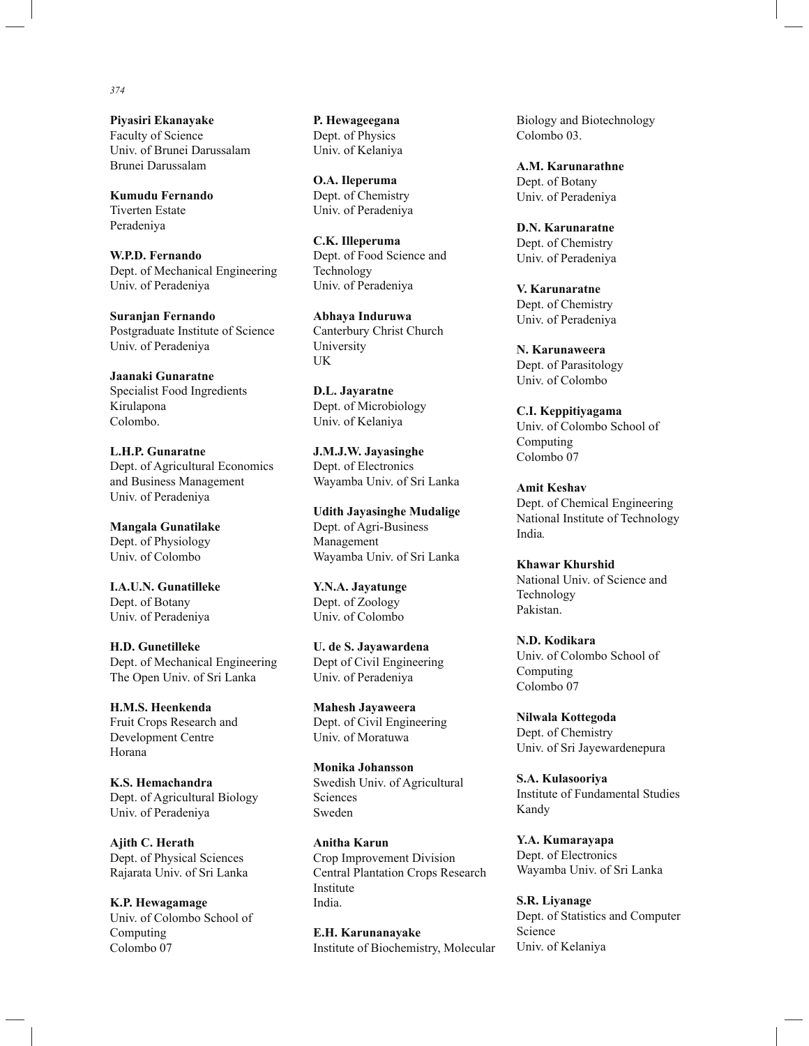**Piyasiri Ekanayake**
Faculty of Science
Univ. of Brunei Darussalam
Brunei Darussalam

**Kumudu Fernando**
Tiverten Estate
Peradeniya

**W.P.D. Fernando**
Dept. of Mechanical Engineering
Univ. of Peradeniya

**Suranjan Fernando**
Postgraduate Institute of Science
Univ. of Peradeniya

**Jaanaki Gunaratne**
Specialist Food Ingredients
Kirulapona
Colombo.

**L.H.P. Gunaratne**
Dept. of Agricultural Economics
and Business Management
Univ. of Peradeniya

**Mangala Gunatilake**
Dept. of Physiology
Univ. of Colombo

**I.A.U.N. Gunatilleke**
Dept. of Botany
Univ. of Peradeniya

**H.D. Gunetilleke**
Dept. of Mechanical Engineering
The Open Univ. of Sri Lanka

**H.M.S. Heenkenda**
Fruit Crops Research and
Development Centre
Horana

**K.S. Hemachandra**
Dept. of Agricultural Biology
Univ. of Peradeniya

**Ajith C. Herath**
Dept. of Physical Sciences
Rajarata Univ. of Sri Lanka

**K.P. Hewagamage**
Univ. of Colombo School of
Computing
Colombo 07

**P. Hewageegana**
Dept. of Physics
Univ. of Kelaniya

**O.A. Ileperuma**
Dept. of Chemistry
Univ. of Peradeniya

**C.K. Illeperuma**
Dept. of Food Science and
Technology
Univ. of Peradeniya

**Abhaya Induruwa**
Canterbury Christ Church
University
UK

**D.L. Jayaratne**
Dept. of Microbiology
Univ. of Kelaniya

**J.M.J.W. Jayasinghe**
Dept. of Electronics
Wayamba Univ. of Sri Lanka

**Udith Jayasinghe Mudalige**
Dept. of Agri-Business
Management
Wayamba Univ. of Sri Lanka

**Y.N.A. Jayatunge**
Dept. of Zoology
Univ. of Colombo

**U. de S. Jayawardena**
Dept of Civil Engineering
Univ. of Peradeniya

**Mahesh Jayaweera**
Dept. of Civil Engineering
Univ. of Moratuwa

**Monika Johansson**
Swedish Univ. of Agricultural
Sciences
Sweden

**Anitha Karun**
Crop Improvement Division
Central Plantation Crops Research
Institute
India.

**E.H. Karunanayake**
Institute of Biochemistry, Molecular
Biology and Biotechnology
Colombo 03.

**A.M. Karunarathne**
Dept. of Botany
Univ. of Peradeniya

**D.N. Karunaratne**
Dept. of Chemistry
Univ. of Peradeniya

**V. Karunaratne**
Dept. of Chemistry
Univ. of Peradeniya

**N. Karunaweera**
Dept. of Parasitology
Univ. of Colombo

**C.I. Keppitiyagama**
Univ. of Colombo School of
Computing
Colombo 07

**Amit Keshav**
Dept. of Chemical Engineering
National Institute of Technology
India.

**Khawar Khurshid**
National Univ. of Science and
Technology
Pakistan.

**N.D. Kodikara**
Univ. of Colombo School of
Computing
Colombo 07

**Nilwala Kottegoda**
Dept. of Chemistry
Univ. of Sri Jayewardenepura

**S.A. Kulasooriya**
Institute of Fundamental Studies
Kandy

**Y.A. Kumarayapa**
Dept. of Electronics
Wayamba Univ. of Sri Lanka

**S.R. Liyanage**
Dept. of Statistics and Computer
Science
Univ. of Kelaniya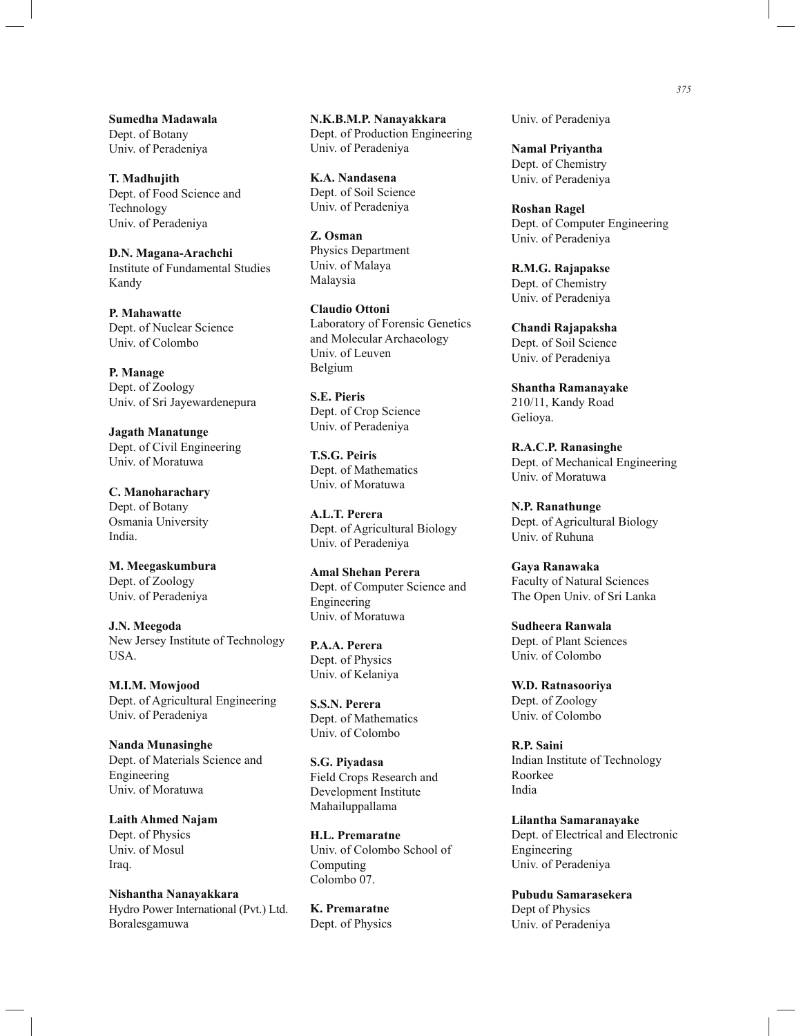**Sumedha Madawala**
Dept. of Botany
Univ. of Peradeniya

**T. Madhujith**
Dept. of Food Science and Technology
Univ. of Peradeniya

**D.N. Magana-Arachchi**
Institute of Fundamental Studies
Kandy

**P. Mahawatte**
Dept. of Nuclear Science
Univ. of Colombo

**P. Manage**
Dept. of Zoology
Univ. of Sri Jayewardenepura

**Jagath Manatunge**
Dept. of Civil Engineering
Univ. of Moratuwa

**C. Manoharachary**
Dept. of Botany
Osmania University
India.

**M. Meegaskumbura**
Dept. of Zoology
Univ. of Peradeniya

**J.N. Meegoda**
New Jersey Institute of Technology
USA.

**M.I.M. Mowjood**
Dept. of Agricultural Engineering
Univ. of Peradeniya

**Nanda Munasinghe**
Dept. of Materials Science and Engineering
Univ. of Moratuwa

**Laith Ahmed Najam**
Dept. of Physics
Univ. of Mosul
Iraq.

**Nishantha Nanayakkara**
Hydro Power International (Pvt.) Ltd.
Boralesgamuwa

**N.K.B.M.P. Nanayakkara**
Dept. of Production Engineering
Univ. of Peradeniya

**K.A. Nandasena**
Dept. of Soil Science
Univ. of Peradeniya

**Z. Osman**
Physics Department
Univ. of Malaya
Malaysia

**Claudio Ottoni**
Laboratory of Forensic Genetics and Molecular Archaeology
Univ. of Leuven
Belgium

**S.E. Pieris**
Dept. of Crop Science
Univ. of Peradeniya

**T.S.G. Peiris**
Dept. of Mathematics
Univ. of Moratuwa

**A.L.T. Perera**
Dept. of Agricultural Biology
Univ. of Peradeniya

**Amal Shehan Perera**
Dept. of Computer Science and Engineering
Univ. of Moratuwa

**P.A.A. Perera**
Dept. of Physics
Univ. of Kelaniya

**S.S.N. Perera**
Dept. of Mathematics
Univ. of Colombo

**S.G. Piyadasa**
Field Crops Research and Development Institute
Mahailuppallama

**H.L. Premaratne**
Univ. of Colombo School of Computing
Colombo 07.

**K. Premaratne**
Dept. of Physics
Univ. of Peradeniya

**Namal Priyantha**
Dept. of Chemistry
Univ. of Peradeniya

**Roshan Ragel**
Dept. of Computer Engineering
Univ. of Peradeniya

**R.M.G. Rajapakse**
Dept. of Chemistry
Univ. of Peradeniya

**Chandi Rajapaksha**
Dept. of Soil Science
Univ. of Peradeniya

**Shantha Ramanayake**
210/11, Kandy Road
Gelioya.

**R.A.C.P. Ranasinghe**
Dept. of Mechanical Engineering
Univ. of Moratuwa

**N.P. Ranathunge**
Dept. of Agricultural Biology
Univ. of Ruhuna

**Gaya Ranawaka**
Faculty of Natural Sciences
The Open Univ. of Sri Lanka

**Sudheera Ranwala**
Dept. of Plant Sciences
Univ. of Colombo

**W.D. Ratnasooriya**
Dept. of Zoology
Univ. of Colombo

**R.P. Saini**
Indian Institute of Technology
Roorkee
India

**Lilantha Samaranayake**
Dept. of Electrical and Electronic Engineering
Univ. of Peradeniya

**Pubudu Samarasekera**
Dept of Physics
Univ. of Peradeniya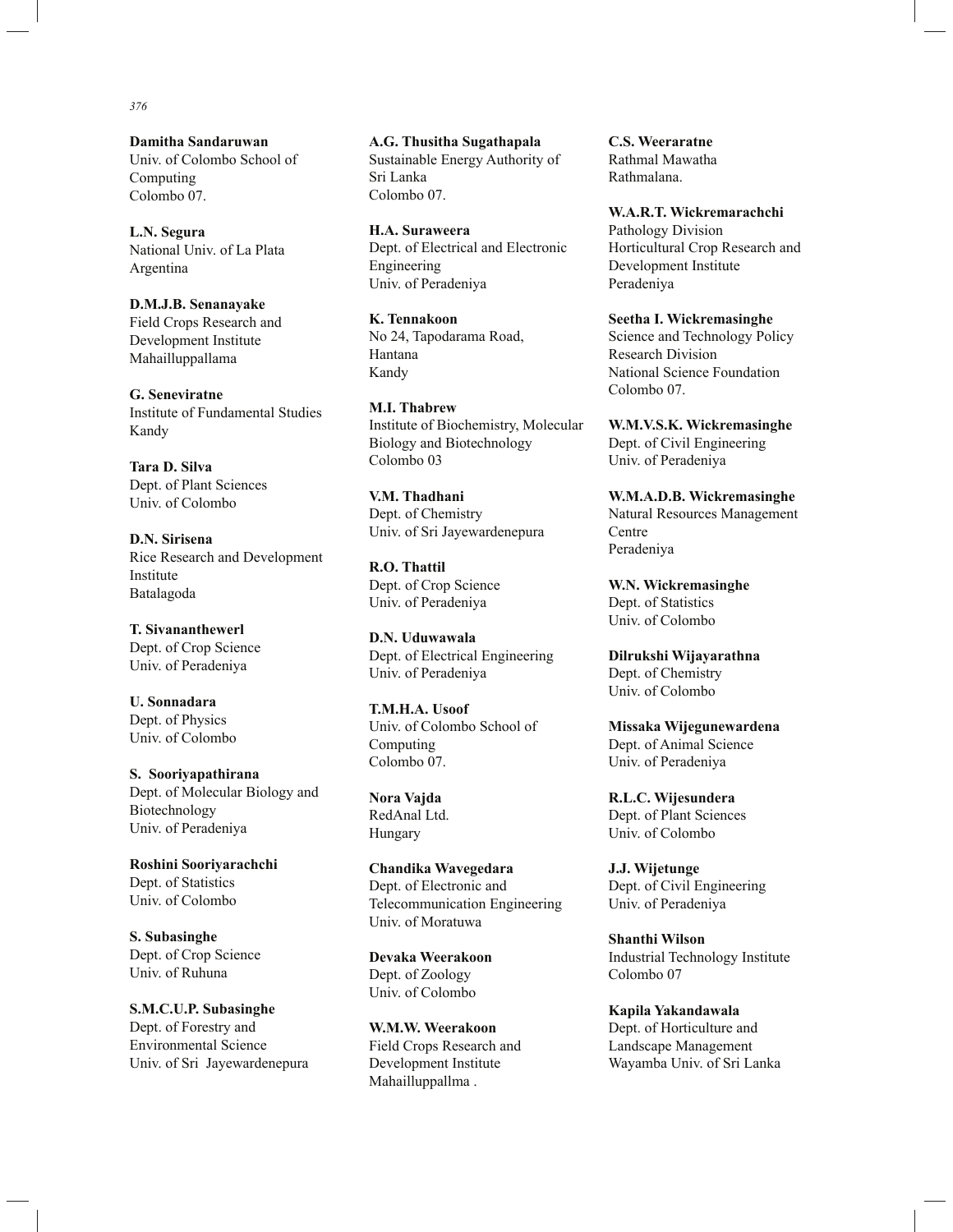**Damitha Sandaruwan**
Univ. of Colombo School of Computing
Colombo 07.

**L.N. Segura**
National Univ. of La Plata
Argentina

**D.M.J.B. Senanayake**
Field Crops Research and Development Institute
Mahailluppallama

**G. Seneviratne**
Institute of Fundamental Studies
Kandy

**Tara D. Silva**
Dept. of Plant Sciences
Univ. of Colombo

**D.N. Sirisena**
Rice Research and Development Institute
Batalagoda

**T. Sivananthewerl**
Dept. of Crop Science
Univ. of Peradeniya

**U. Sonnadara**
Dept. of Physics
Univ. of Colombo

**S. Sooriyapathirana**
Dept. of Molecular Biology and Biotechnology
Univ. of Peradeniya

**Roshini Sooriyarachchi**
Dept. of Statistics
Univ. of Colombo

**S. Subasinghe**
Dept. of Crop Science
Univ. of Ruhuna

**S.M.C.U.P. Subasinghe**
Dept. of Forestry and Environmental Science
Univ. of Sri Jayewardenepura

**A.G. Thusitha Sugathapala**
Sustainable Energy Authority of Sri Lanka
Colombo 07.

**H.A. Suraweera**
Dept. of Electrical and Electronic Engineering
Univ. of Peradeniya

**K. Tennakoon**
No 24, Tapodarama Road,
Hantana
Kandy

**M.I. Thabrew**
Institute of Biochemistry, Molecular Biology and Biotechnology
Colombo 03

**V.M. Thadhani**
Dept. of Chemistry
Univ. of Sri Jayewardenepura

**R.O. Thattil**
Dept. of Crop Science
Univ. of Peradeniya

**D.N. Uduwawala**
Dept. of Electrical Engineering
Univ. of Peradeniya

**T.M.H.A. Usoof**
Univ. of Colombo School of Computing
Colombo 07.

**Nora Vajda**
RedAnal Ltd.
Hungary

**Chandika Wavegedara**
Dept. of Electronic and Telecommunication Engineering
Univ. of Moratuwa

**Devaka Weerakoon**
Dept. of Zoology
Univ. of Colombo

**W.M.W. Weerakoon**
Field Crops Research and Development Institute
Mahailluppallma .

**C.S. Weeraratne**
Rathmal Mawatha
Rathmalana.

**W.A.R.T. Wickremarachchi**
Pathology Division
Horticultural Crop Research and Development Institute
Peradeniya

**Seetha I. Wickremasinghe**
Science and Technology Policy Research Division
National Science Foundation
Colombo 07.

**W.M.V.S.K. Wickremasinghe**
Dept. of Civil Engineering
Univ. of Peradeniya

**W.M.A.D.B. Wickremasinghe**
Natural Resources Management Centre
Peradeniya

**W.N. Wickremasinghe**
Dept. of Statistics
Univ. of Colombo

**Dilrukshi Wijayarathna**
Dept. of Chemistry
Univ. of Colombo

**Missaka Wijegunewardena**
Dept. of Animal Science
Univ. of Peradeniya

**R.L.C. Wijesundera**
Dept. of Plant Sciences
Univ. of Colombo

**J.J. Wijetunge**
Dept. of Civil Engineering
Univ. of Peradeniya

**Shanthi Wilson**
Industrial Technology Institute
Colombo 07

**Kapila Yakandawala**
Dept. of Horticulture and Landscape Management
Wayamba Univ. of Sri Lanka